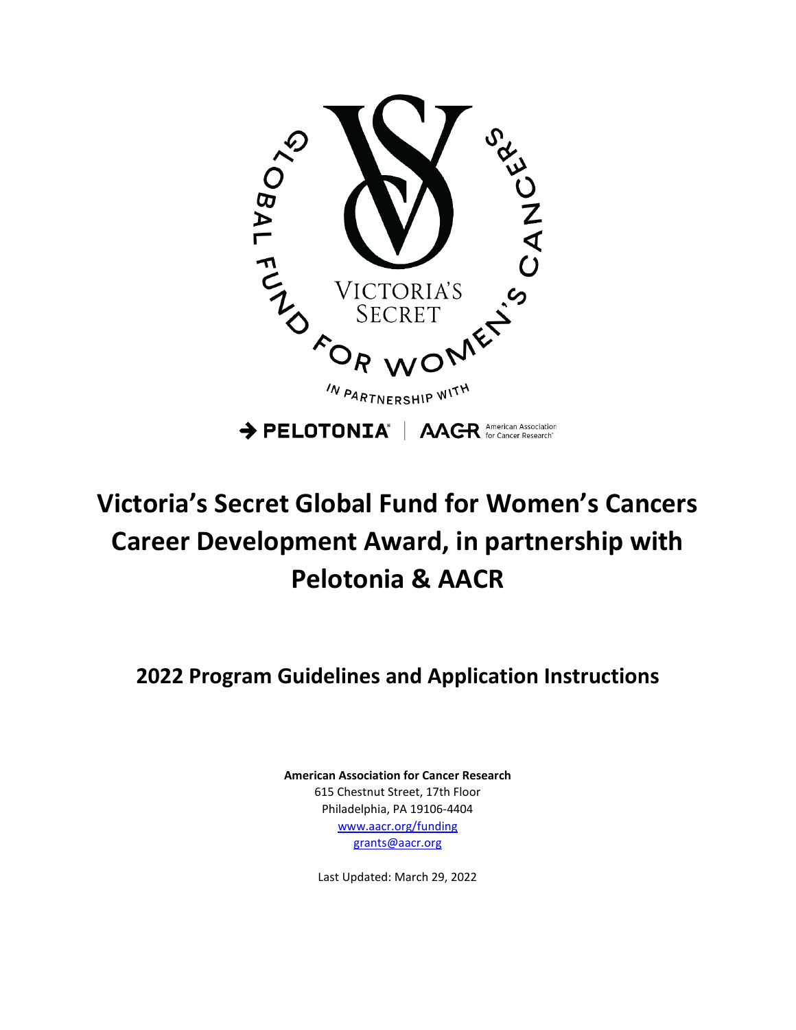# Victoria's Secret Global Fund for Women's Cancers Career Development Award, in partnership with Pelotonia & AACR

## 2022 Program Guidelines and Application Instructions

**American Association for Cancer Research**
615 Chestnut Street, 17th Floor
Philadelphia, PA 19106-4404
www.aacr.org/funding
grants@aacr.org

Last Updated: March 29, 2022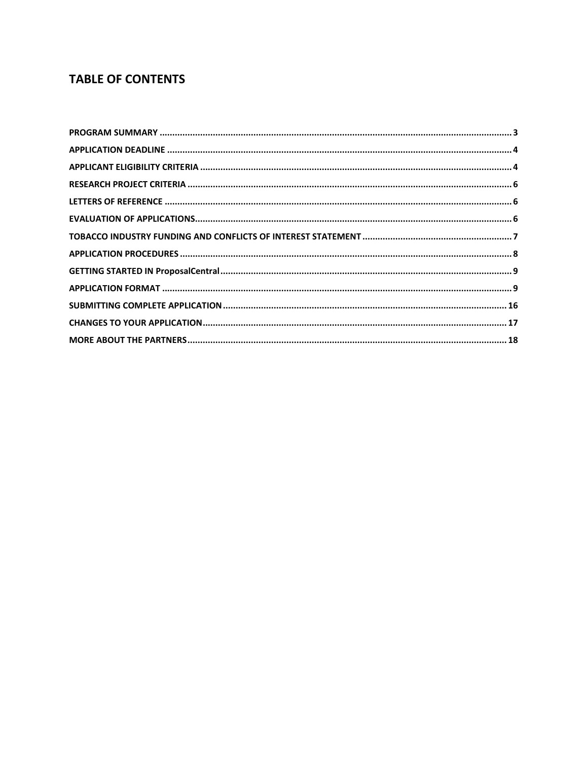# TABLE OF CONTENTS

**PROGRAM SUMMARY** ............................................................................................................................................ 3

**APPLICATION DEADLINE** ..................................................................................................................................... 4

**APPLICANT ELIGIBILITY CRITERIA** ......................................................................................................................... 4

**RESEARCH PROJECT CRITERIA** .............................................................................................................................. 6

**LETTERS OF REFERENCE** ....................................................................................................................................... 6

**EVALUATION OF APPLICATIONS** ........................................................................................................................... 6

**TOBACCO INDUSTRY FUNDING AND CONFLICTS OF INTEREST STATEMENT** ........................................................... 7

**APPLICATION PROCEDURES** ................................................................................................................................. 8

**GETTING STARTED IN ProposalCentral** ................................................................................................................. 9

**APPLICATION FORMAT** ......................................................................................................................................... 9

**SUBMITTING COMPLETE APPLICATION** .............................................................................................................. 16

**CHANGES TO YOUR APPLICATION** ...................................................................................................................... 17

**MORE ABOUT THE PARTNERS** ............................................................................................................................ 18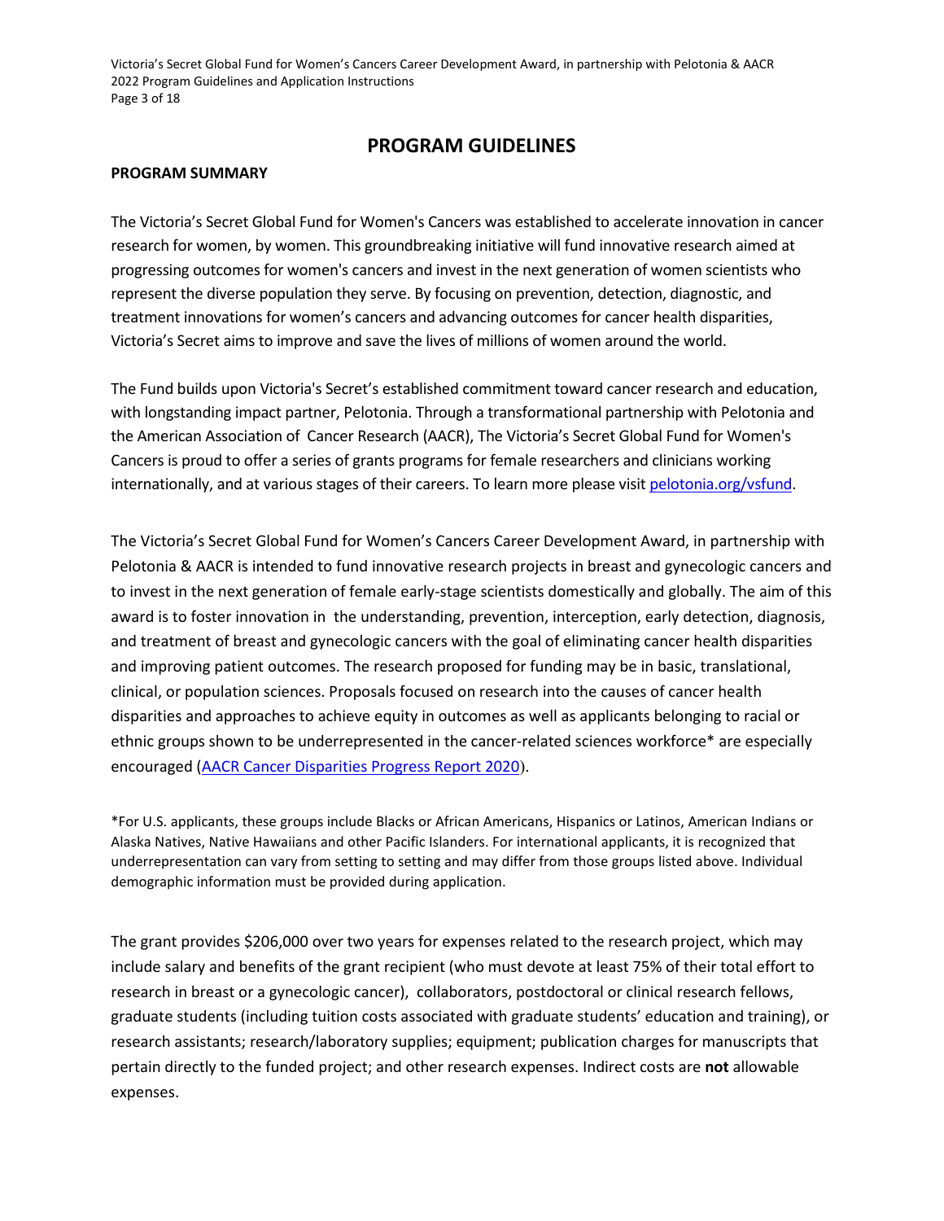# PROGRAM GUIDELINES

## PROGRAM SUMMARY

The Victoria's Secret Global Fund for Women's Cancers was established to accelerate innovation in cancer research for women, by women. This groundbreaking initiative will fund innovative research aimed at progressing outcomes for women's cancers and invest in the next generation of women scientists who represent the diverse population they serve. By focusing on prevention, detection, diagnostic, and treatment innovations for women's cancers and advancing outcomes for cancer health disparities, Victoria's Secret aims to improve and save the lives of millions of women around the world.

The Fund builds upon Victoria's Secret's established commitment toward cancer research and education, with longstanding impact partner, Pelotonia. Through a transformational partnership with Pelotonia and the American Association of Cancer Research (AACR), The Victoria's Secret Global Fund for Women's Cancers is proud to offer a series of grants programs for female researchers and clinicians working internationally, and at various stages of their careers. To learn more please visit [pelotonia.org/vsfund](pelotonia.org/vsfund).

The Victoria's Secret Global Fund for Women's Cancers Career Development Award, in partnership with Pelotonia & AACR is intended to fund innovative research projects in breast and gynecologic cancers and to invest in the next generation of female early-stage scientists domestically and globally. The aim of this award is to foster innovation in the understanding, prevention, interception, early detection, diagnosis, and treatment of breast and gynecologic cancers with the goal of eliminating cancer health disparities and improving patient outcomes. The research proposed for funding may be in basic, translational, clinical, or population sciences. Proposals focused on research into the causes of cancer health disparities and approaches to achieve equity in outcomes as well as applicants belonging to racial or ethnic groups shown to be underrepresented in the cancer-related sciences workforce* are especially encouraged (AACR Cancer Disparities Progress Report 2020).

*For U.S. applicants, these groups include Blacks or African Americans, Hispanics or Latinos, American Indians or Alaska Natives, Native Hawaiians and other Pacific Islanders. For international applicants, it is recognized that underrepresentation can vary from setting to setting and may differ from those groups listed above. Individual demographic information must be provided during application.

The grant provides $206,000 over two years for expenses related to the research project, which may include salary and benefits of the grant recipient (who must devote at least 75% of their total effort to research in breast or a gynecologic cancer), collaborators, postdoctoral or clinical research fellows, graduate students (including tuition costs associated with graduate students' education and training), or research assistants; research/laboratory supplies; equipment; publication charges for manuscripts that pertain directly to the funded project; and other research expenses. Indirect costs are **not** allowable expenses.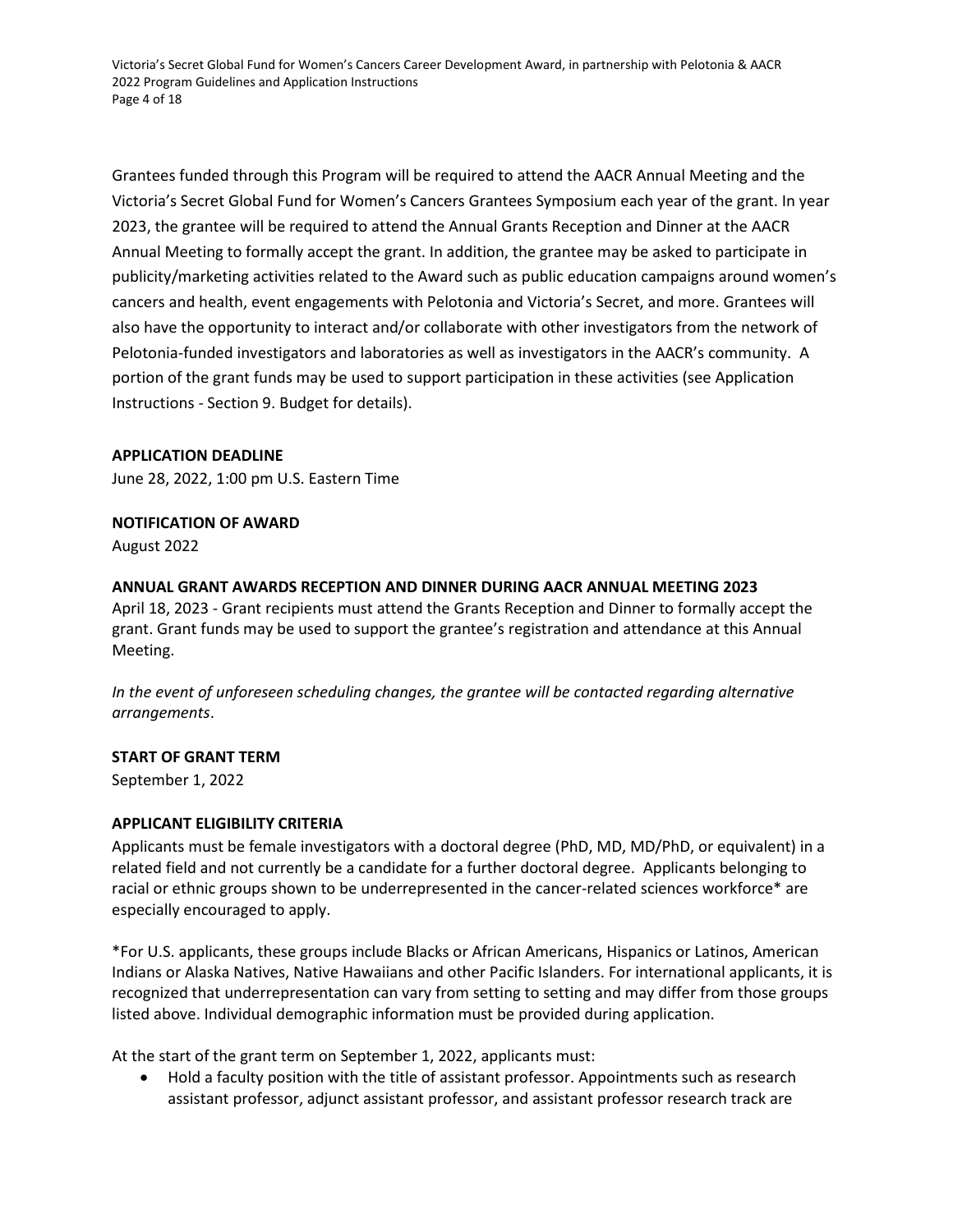Grantees funded through this Program will be required to attend the AACR Annual Meeting and the Victoria's Secret Global Fund for Women's Cancers Grantees Symposium each year of the grant. In year 2023, the grantee will be required to attend the Annual Grants Reception and Dinner at the AACR Annual Meeting to formally accept the grant. In addition, the grantee may be asked to participate in publicity/marketing activities related to the Award such as public education campaigns around women's cancers and health, event engagements with Pelotonia and Victoria's Secret, and more. Grantees will also have the opportunity to interact and/or collaborate with other investigators from the network of Pelotonia-funded investigators and laboratories as well as investigators in the AACR's community. A portion of the grant funds may be used to support participation in these activities (see Application Instructions - Section 9. Budget for details).

**APPLICATION DEADLINE**

June 28, 2022, 1:00 pm U.S. Eastern Time

**NOTIFICATION OF AWARD**

August 2022

**ANNUAL GRANT AWARDS RECEPTION AND DINNER DURING AACR ANNUAL MEETING 2023**

April 18, 2023 - Grant recipients must attend the Grants Reception and Dinner to formally accept the grant. Grant funds may be used to support the grantee's registration and attendance at this Annual Meeting.

*In the event of unforeseen scheduling changes, the grantee will be contacted regarding alternative arrangements*.

**START OF GRANT TERM**

September 1, 2022

**APPLICANT ELIGIBILITY CRITERIA**

Applicants must be female investigators with a doctoral degree (PhD, MD, MD/PhD, or equivalent) in a related field and not currently be a candidate for a further doctoral degree. Applicants belonging to racial or ethnic groups shown to be underrepresented in the cancer-related sciences workforce* are especially encouraged to apply.

*For U.S. applicants, these groups include Blacks or African Americans, Hispanics or Latinos, American Indians or Alaska Natives, Native Hawaiians and other Pacific Islanders. For international applicants, it is recognized that underrepresentation can vary from setting to setting and may differ from those groups listed above. Individual demographic information must be provided during application.

At the start of the grant term on September 1, 2022, applicants must:

- Hold a faculty position with the title of assistant professor. Appointments such as research assistant professor, adjunct assistant professor, and assistant professor research track are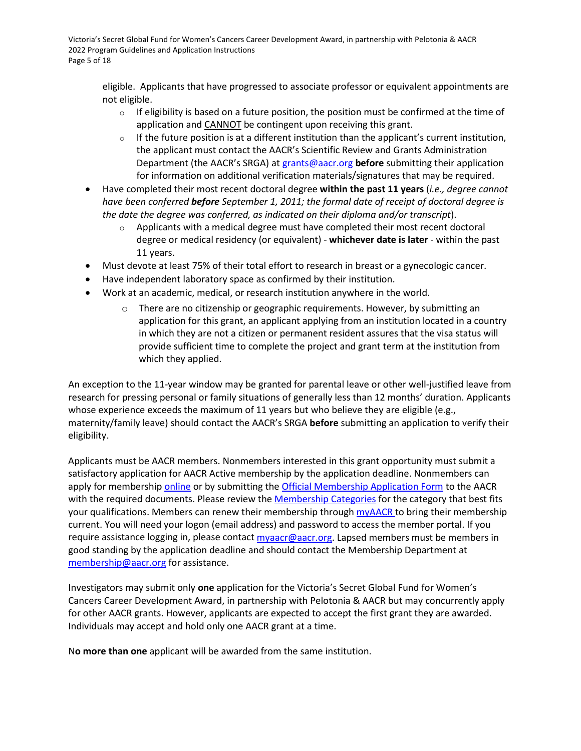eligible. Applicants that have progressed to associate professor or equivalent appointments are not eligible.
  - If eligibility is based on a future position, the position must be confirmed at the time of application and CANNOT be contingent upon receiving this grant.
  - If the future position is at a different institution than the applicant's current institution, the applicant must contact the AACR's Scientific Review and Grants Administration Department (the AACR's SRGA) at grants@aacr.org **before** submitting their application for information on additional verification materials/signatures that may be required.
- Have completed their most recent doctoral degree **within the past 11 years** (*i.e., degree cannot have been conferred* ***before*** *September 1, 2011; the formal date of receipt of doctoral degree is the date the degree was conferred, as indicated on their diploma and/or transcript*).
  - Applicants with a medical degree must have completed their most recent doctoral degree or medical residency (or equivalent) - **whichever date is later** - within the past 11 years.
- Must devote at least 75% of their total effort to research in breast or a gynecologic cancer.
- Have independent laboratory space as confirmed by their institution.
- Work at an academic, medical, or research institution anywhere in the world.
  - There are no citizenship or geographic requirements. However, by submitting an application for this grant, an applicant applying from an institution located in a country in which they are not a citizen or permanent resident assures that the visa status will provide sufficient time to complete the project and grant term at the institution from which they applied.

An exception to the 11-year window may be granted for parental leave or other well-justified leave from research for pressing personal or family situations of generally less than 12 months' duration. Applicants whose experience exceeds the maximum of 11 years but who believe they are eligible (e.g., maternity/family leave) should contact the AACR's SRGA **before** submitting an application to verify their eligibility.

Applicants must be AACR members. Nonmembers interested in this grant opportunity must submit a satisfactory application for AACR Active membership by the application deadline. Nonmembers can apply for membership online or by submitting the Official Membership Application Form to the AACR with the required documents. Please review the Membership Categories for the category that best fits your qualifications. Members can renew their membership through myAACR to bring their membership current. You will need your logon (email address) and password to access the member portal. If you require assistance logging in, please contact myaacr@aacr.org. Lapsed members must be members in good standing by the application deadline and should contact the Membership Department at membership@aacr.org for assistance.

Investigators may submit only **one** application for the Victoria's Secret Global Fund for Women's Cancers Career Development Award, in partnership with Pelotonia & AACR but may concurrently apply for other AACR grants. However, applicants are expected to accept the first grant they are awarded. Individuals may accept and hold only one AACR grant at a time.

N**o more than one** applicant will be awarded from the same institution.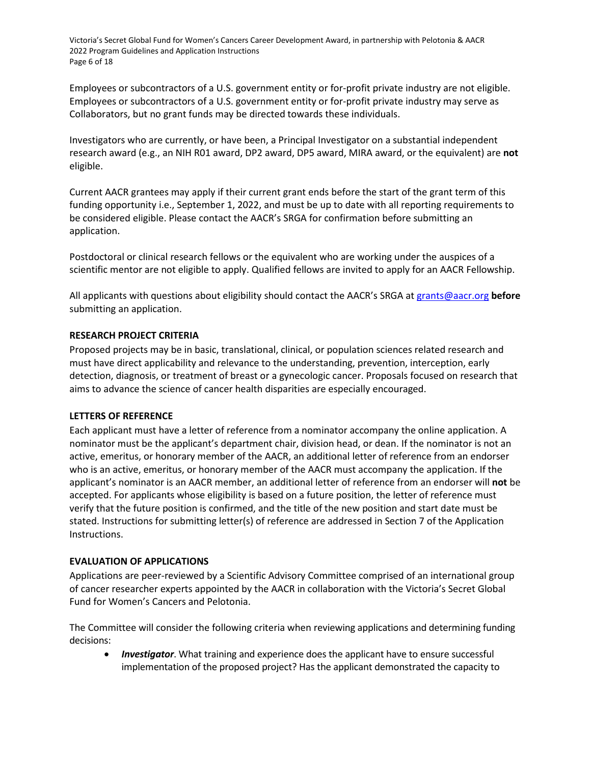Employees or subcontractors of a U.S. government entity or for-profit private industry are not eligible. Employees or subcontractors of a U.S. government entity or for-profit private industry may serve as Collaborators, but no grant funds may be directed towards these individuals.

Investigators who are currently, or have been, a Principal Investigator on a substantial independent research award (e.g., an NIH R01 award, DP2 award, DP5 award, MIRA award, or the equivalent) are **not** eligible.

Current AACR grantees may apply if their current grant ends before the start of the grant term of this funding opportunity i.e., September 1, 2022, and must be up to date with all reporting requirements to be considered eligible. Please contact the AACR's SRGA for confirmation before submitting an application.

Postdoctoral or clinical research fellows or the equivalent who are working under the auspices of a scientific mentor are not eligible to apply. Qualified fellows are invited to apply for an AACR Fellowship.

All applicants with questions about eligibility should contact the AACR's SRGA at [grants@aacr.org](mailto:grants@aacr.org) **before** submitting an application.

**RESEARCH PROJECT CRITERIA**

Proposed projects may be in basic, translational, clinical, or population sciences related research and must have direct applicability and relevance to the understanding, prevention, interception, early detection, diagnosis, or treatment of breast or a gynecologic cancer. Proposals focused on research that aims to advance the science of cancer health disparities are especially encouraged.

**LETTERS OF REFERENCE**

Each applicant must have a letter of reference from a nominator accompany the online application. A nominator must be the applicant's department chair, division head, or dean. If the nominator is not an active, emeritus, or honorary member of the AACR, an additional letter of reference from an endorser who is an active, emeritus, or honorary member of the AACR must accompany the application. If the applicant's nominator is an AACR member, an additional letter of reference from an endorser will **not** be accepted. For applicants whose eligibility is based on a future position, the letter of reference must verify that the future position is confirmed, and the title of the new position and start date must be stated. Instructions for submitting letter(s) of reference are addressed in Section 7 of the Application Instructions.

**EVALUATION OF APPLICATIONS**

Applications are peer-reviewed by a Scientific Advisory Committee comprised of an international group of cancer researcher experts appointed by the AACR in collaboration with the Victoria's Secret Global Fund for Women's Cancers and Pelotonia.

The Committee will consider the following criteria when reviewing applications and determining funding decisions:

- ***Investigator***. What training and experience does the applicant have to ensure successful implementation of the proposed project? Has the applicant demonstrated the capacity to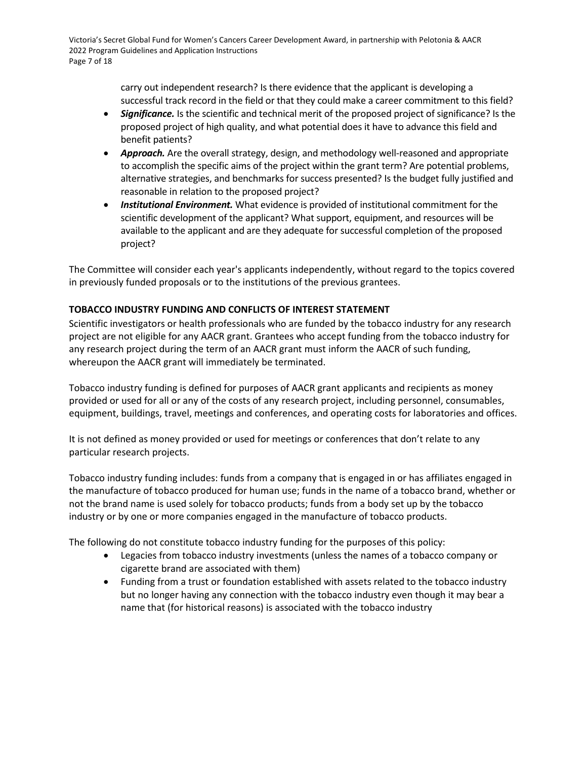carry out independent research? Is there evidence that the applicant is developing a successful track record in the field or that they could make a career commitment to this field?

- ***Significance.*** Is the scientific and technical merit of the proposed project of significance? Is the proposed project of high quality, and what potential does it have to advance this field and benefit patients?
- ***Approach.*** Are the overall strategy, design, and methodology well-reasoned and appropriate to accomplish the specific aims of the project within the grant term? Are potential problems, alternative strategies, and benchmarks for success presented? Is the budget fully justified and reasonable in relation to the proposed project?
- ***Institutional Environment.*** What evidence is provided of institutional commitment for the scientific development of the applicant? What support, equipment, and resources will be available to the applicant and are they adequate for successful completion of the proposed project?

The Committee will consider each year's applicants independently, without regard to the topics covered in previously funded proposals or to the institutions of the previous grantees.

**TOBACCO INDUSTRY FUNDING AND CONFLICTS OF INTEREST STATEMENT**

Scientific investigators or health professionals who are funded by the tobacco industry for any research project are not eligible for any AACR grant. Grantees who accept funding from the tobacco industry for any research project during the term of an AACR grant must inform the AACR of such funding, whereupon the AACR grant will immediately be terminated.

Tobacco industry funding is defined for purposes of AACR grant applicants and recipients as money provided or used for all or any of the costs of any research project, including personnel, consumables, equipment, buildings, travel, meetings and conferences, and operating costs for laboratories and offices.

It is not defined as money provided or used for meetings or conferences that don't relate to any particular research projects.

Tobacco industry funding includes: funds from a company that is engaged in or has affiliates engaged in the manufacture of tobacco produced for human use; funds in the name of a tobacco brand, whether or not the brand name is used solely for tobacco products; funds from a body set up by the tobacco industry or by one or more companies engaged in the manufacture of tobacco products.

The following do not constitute tobacco industry funding for the purposes of this policy:

- Legacies from tobacco industry investments (unless the names of a tobacco company or cigarette brand are associated with them)
- Funding from a trust or foundation established with assets related to the tobacco industry but no longer having any connection with the tobacco industry even though it may bear a name that (for historical reasons) is associated with the tobacco industry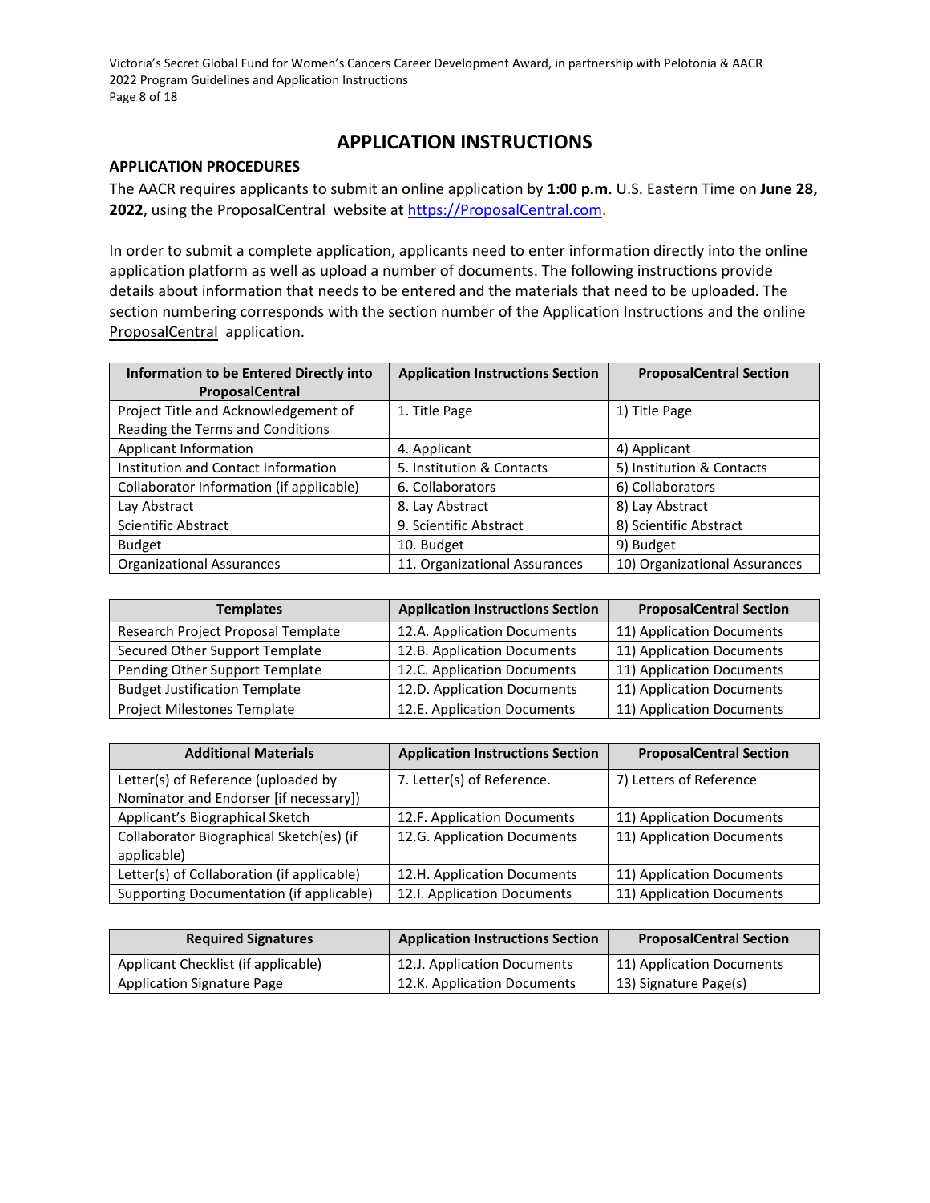# APPLICATION INSTRUCTIONS

## APPLICATION PROCEDURES

The AACR requires applicants to submit an online application by **1:00 p.m.** U.S. Eastern Time on **June 28, 2022**, using the ProposalCentral website at https://ProposalCentral.com.

In order to submit a complete application, applicants need to enter information directly into the online application platform as well as upload a number of documents. The following instructions provide details about information that needs to be entered and the materials that need to be uploaded. The section numbering corresponds with the section number of the Application Instructions and the online ProposalCentral application.

| Information to be Entered Directly into ProposalCentral | Application Instructions Section | ProposalCentral Section |
|---|---|---|
| Project Title and Acknowledgement of Reading the Terms and Conditions | 1. Title Page | 1) Title Page |
| Applicant Information | 4. Applicant | 4) Applicant |
| Institution and Contact Information | 5. Institution & Contacts | 5) Institution & Contacts |
| Collaborator Information (if applicable) | 6. Collaborators | 6) Collaborators |
| Lay Abstract | 8. Lay Abstract | 8) Lay Abstract |
| Scientific Abstract | 9. Scientific Abstract | 8) Scientific Abstract |
| Budget | 10. Budget | 9) Budget |
| Organizational Assurances | 11. Organizational Assurances | 10) Organizational Assurances |

| Templates | Application Instructions Section | ProposalCentral Section |
|---|---|---|
| Research Project Proposal Template | 12.A. Application Documents | 11) Application Documents |
| Secured Other Support Template | 12.B. Application Documents | 11) Application Documents |
| Pending Other Support Template | 12.C. Application Documents | 11) Application Documents |
| Budget Justification Template | 12.D. Application Documents | 11) Application Documents |
| Project Milestones Template | 12.E. Application Documents | 11) Application Documents |

| Additional Materials | Application Instructions Section | ProposalCentral Section |
|---|---|---|
| Letter(s) of Reference (uploaded by Nominator and Endorser [if necessary]) | 7. Letter(s) of Reference. | 7) Letters of Reference |
| Applicant's Biographical Sketch | 12.F. Application Documents | 11) Application Documents |
| Collaborator Biographical Sketch(es) (if applicable) | 12.G. Application Documents | 11) Application Documents |
| Letter(s) of Collaboration (if applicable) | 12.H. Application Documents | 11) Application Documents |
| Supporting Documentation (if applicable) | 12.I. Application Documents | 11) Application Documents |

| Required Signatures | Application Instructions Section | ProposalCentral Section |
|---|---|---|
| Applicant Checklist (if applicable) | 12.J. Application Documents | 11) Application Documents |
| Application Signature Page | 12.K. Application Documents | 13) Signature Page(s) |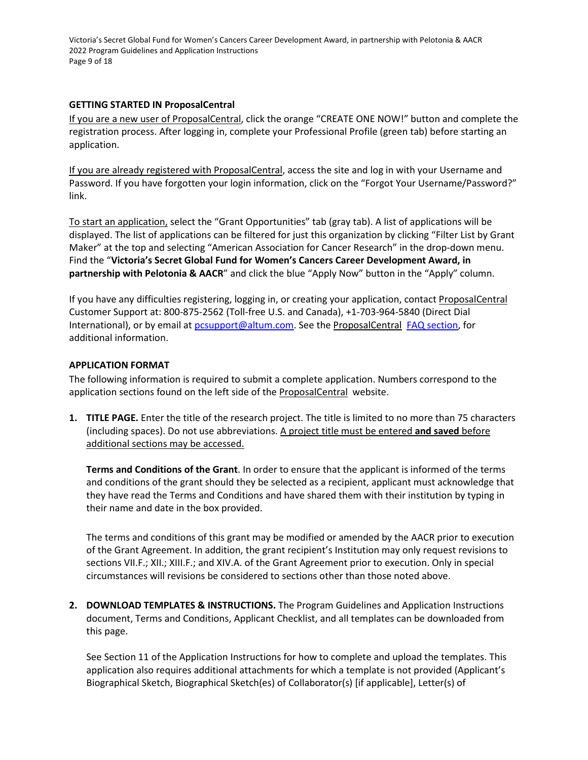**GETTING STARTED IN ProposalCentral**

If you are a new user of ProposalCentral, click the orange "CREATE ONE NOW!" button and complete the registration process. After logging in, complete your Professional Profile (green tab) before starting an application.

If you are already registered with ProposalCentral, access the site and log in with your Username and Password. If you have forgotten your login information, click on the "Forgot Your Username/Password?" link.

To start an application, select the "Grant Opportunities" tab (gray tab). A list of applications will be displayed. The list of applications can be filtered for just this organization by clicking "Filter List by Grant Maker" at the top and selecting "American Association for Cancer Research" in the drop-down menu. Find the "**Victoria's Secret Global Fund for Women's Cancers Career Development Award, in partnership with Pelotonia & AACR**" and click the blue "Apply Now" button in the "Apply" column.

If you have any difficulties registering, logging in, or creating your application, contact ProposalCentral Customer Support at: 800-875-2562 (Toll-free U.S. and Canada), +1-703-964-5840 (Direct Dial International), or by email at pcsupport@altum.com. See the ProposalCentral FAQ section, for additional information.

**APPLICATION FORMAT**

The following information is required to submit a complete application. Numbers correspond to the application sections found on the left side of the ProposalCentral website.

1. **TITLE PAGE.** Enter the title of the research project. The title is limited to no more than 75 characters (including spaces). Do not use abbreviations. A project title must be entered **and saved** before additional sections may be accessed.

   **Terms and Conditions of the Grant**. In order to ensure that the applicant is informed of the terms and conditions of the grant should they be selected as a recipient, applicant must acknowledge that they have read the Terms and Conditions and have shared them with their institution by typing in their name and date in the box provided.

   The terms and conditions of this grant may be modified or amended by the AACR prior to execution of the Grant Agreement. In addition, the grant recipient's Institution may only request revisions to sections VII.F.; XII.; XIII.F.; and XIV.A. of the Grant Agreement prior to execution. Only in special circumstances will revisions be considered to sections other than those noted above.

2. **DOWNLOAD TEMPLATES & INSTRUCTIONS.** The Program Guidelines and Application Instructions document, Terms and Conditions, Applicant Checklist, and all templates can be downloaded from this page.

   See Section 11 of the Application Instructions for how to complete and upload the templates. This application also requires additional attachments for which a template is not provided (Applicant's Biographical Sketch, Biographical Sketch(es) of Collaborator(s) [if applicable], Letter(s) of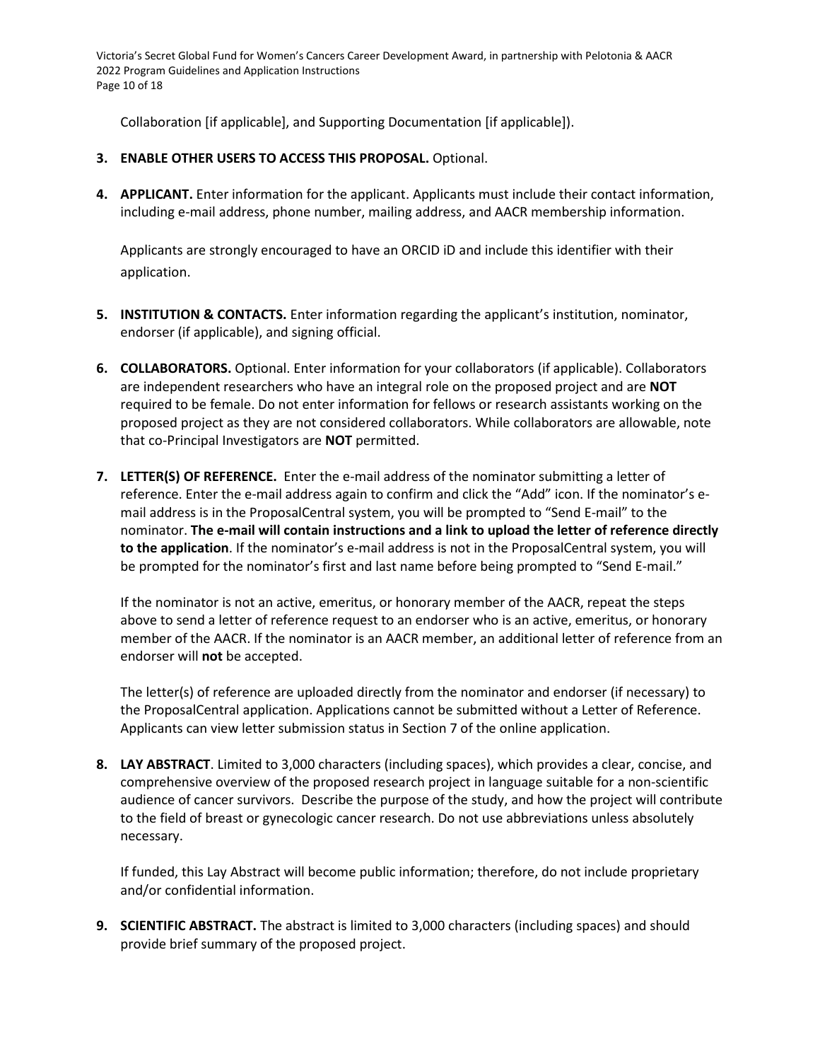Collaboration [if applicable], and Supporting Documentation [if applicable]).

3. **ENABLE OTHER USERS TO ACCESS THIS PROPOSAL.** Optional.

4. **APPLICANT.** Enter information for the applicant. Applicants must include their contact information, including e-mail address, phone number, mailing address, and AACR membership information.

   Applicants are strongly encouraged to have an ORCID iD and include this identifier with their application.

5. **INSTITUTION & CONTACTS.** Enter information regarding the applicant's institution, nominator, endorser (if applicable), and signing official.

6. **COLLABORATORS.** Optional. Enter information for your collaborators (if applicable). Collaborators are independent researchers who have an integral role on the proposed project and are **NOT** required to be female. Do not enter information for fellows or research assistants working on the proposed project as they are not considered collaborators. While collaborators are allowable, note that co-Principal Investigators are **NOT** permitted.

7. **LETTER(S) OF REFERENCE.** Enter the e-mail address of the nominator submitting a letter of reference. Enter the e-mail address again to confirm and click the "Add" icon. If the nominator's e-mail address is in the ProposalCentral system, you will be prompted to "Send E-mail" to the nominator. **The e-mail will contain instructions and a link to upload the letter of reference directly to the application**. If the nominator's e-mail address is not in the ProposalCentral system, you will be prompted for the nominator's first and last name before being prompted to "Send E-mail."

   If the nominator is not an active, emeritus, or honorary member of the AACR, repeat the steps above to send a letter of reference request to an endorser who is an active, emeritus, or honorary member of the AACR. If the nominator is an AACR member, an additional letter of reference from an endorser will **not** be accepted.

   The letter(s) of reference are uploaded directly from the nominator and endorser (if necessary) to the ProposalCentral application. Applications cannot be submitted without a Letter of Reference. Applicants can view letter submission status in Section 7 of the online application.

8. **LAY ABSTRACT**. Limited to 3,000 characters (including spaces), which provides a clear, concise, and comprehensive overview of the proposed research project in language suitable for a non-scientific audience of cancer survivors. Describe the purpose of the study, and how the project will contribute to the field of breast or gynecologic cancer research. Do not use abbreviations unless absolutely necessary.

   If funded, this Lay Abstract will become public information; therefore, do not include proprietary and/or confidential information.

9. **SCIENTIFIC ABSTRACT.** The abstract is limited to 3,000 characters (including spaces) and should provide brief summary of the proposed project.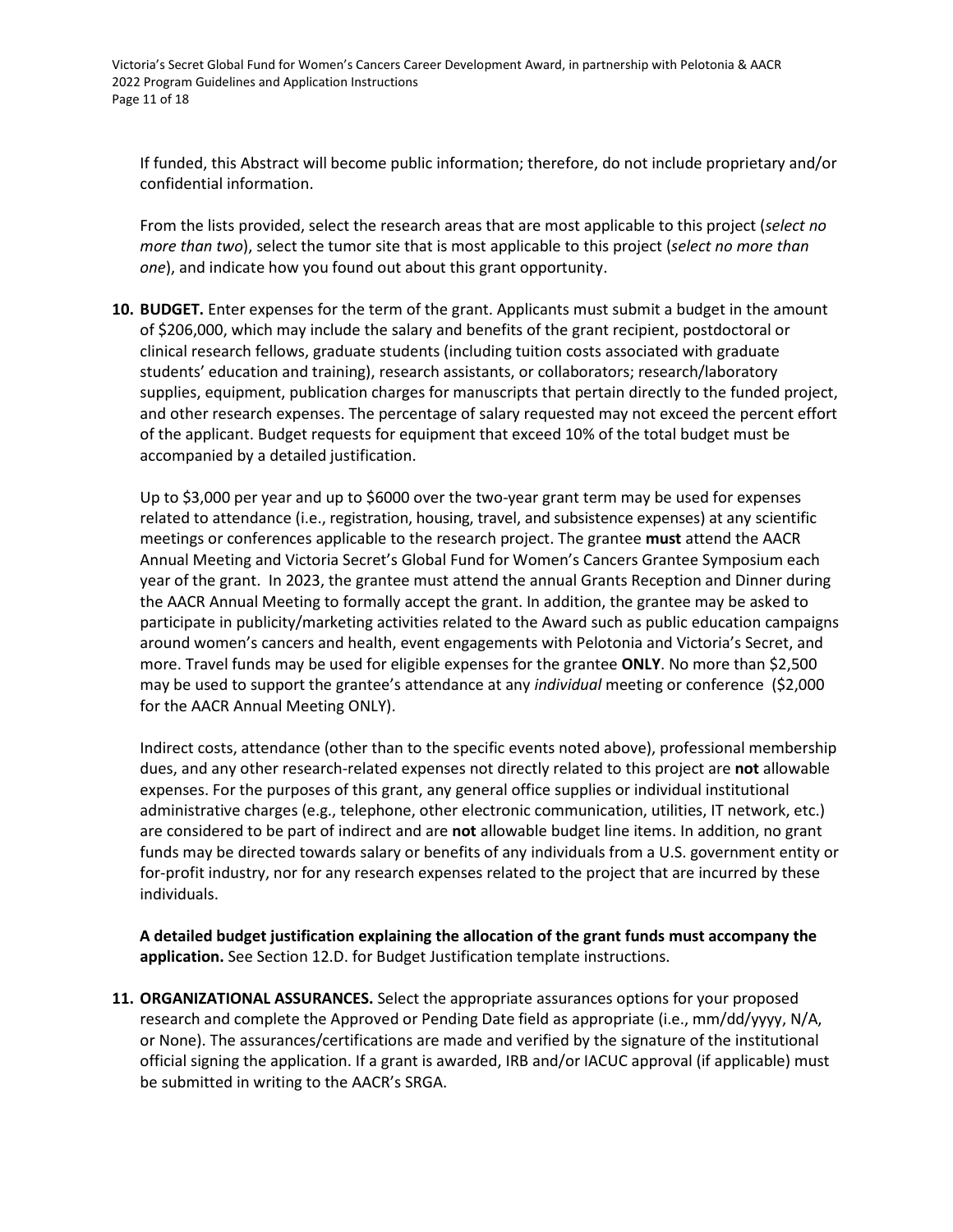If funded, this Abstract will become public information; therefore, do not include proprietary and/or confidential information.

From the lists provided, select the research areas that are most applicable to this project (*select no more than two*), select the tumor site that is most applicable to this project (*select no more than one*), and indicate how you found out about this grant opportunity.

**10. BUDGET.** Enter expenses for the term of the grant. Applicants must submit a budget in the amount of $206,000, which may include the salary and benefits of the grant recipient, postdoctoral or clinical research fellows, graduate students (including tuition costs associated with graduate students' education and training), research assistants, or collaborators; research/laboratory supplies, equipment, publication charges for manuscripts that pertain directly to the funded project, and other research expenses. The percentage of salary requested may not exceed the percent effort of the applicant. Budget requests for equipment that exceed 10% of the total budget must be accompanied by a detailed justification.

Up to $3,000 per year and up to $6000 over the two-year grant term may be used for expenses related to attendance (i.e., registration, housing, travel, and subsistence expenses) at any scientific meetings or conferences applicable to the research project. The grantee **must** attend the AACR Annual Meeting and Victoria Secret's Global Fund for Women's Cancers Grantee Symposium each year of the grant. In 2023, the grantee must attend the annual Grants Reception and Dinner during the AACR Annual Meeting to formally accept the grant. In addition, the grantee may be asked to participate in publicity/marketing activities related to the Award such as public education campaigns around women's cancers and health, event engagements with Pelotonia and Victoria's Secret, and more. Travel funds may be used for eligible expenses for the grantee **ONLY**. No more than $2,500 may be used to support the grantee's attendance at any *individual* meeting or conference ($2,000 for the AACR Annual Meeting ONLY).

Indirect costs, attendance (other than to the specific events noted above), professional membership dues, and any other research-related expenses not directly related to this project are **not** allowable expenses. For the purposes of this grant, any general office supplies or individual institutional administrative charges (e.g., telephone, other electronic communication, utilities, IT network, etc.) are considered to be part of indirect and are **not** allowable budget line items. In addition, no grant funds may be directed towards salary or benefits of any individuals from a U.S. government entity or for-profit industry, nor for any research expenses related to the project that are incurred by these individuals.

**A detailed budget justification explaining the allocation of the grant funds must accompany the application.** See Section 12.D. for Budget Justification template instructions.

**11. ORGANIZATIONAL ASSURANCES.** Select the appropriate assurances options for your proposed research and complete the Approved or Pending Date field as appropriate (i.e., mm/dd/yyyy, N/A, or None). The assurances/certifications are made and verified by the signature of the institutional official signing the application. If a grant is awarded, IRB and/or IACUC approval (if applicable) must be submitted in writing to the AACR's SRGA.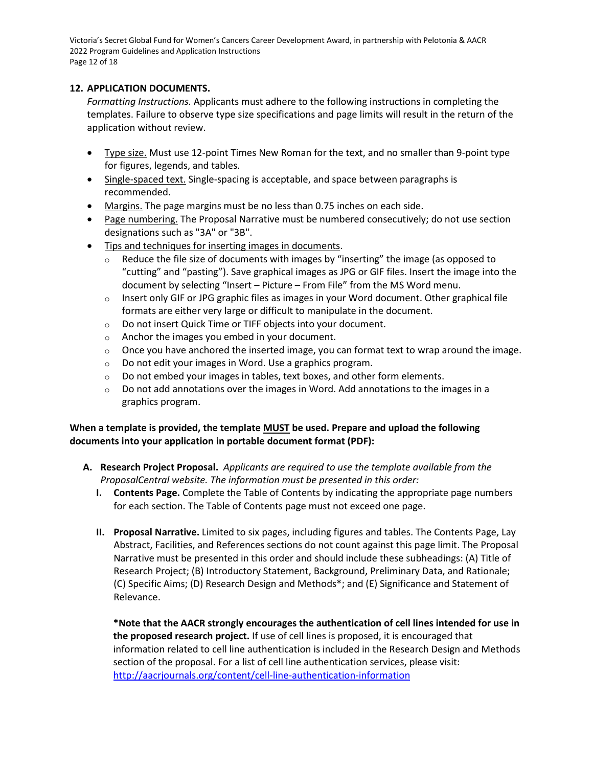## 12. APPLICATION DOCUMENTS.

*Formatting Instructions.* Applicants must adhere to the following instructions in completing the templates. Failure to observe type size specifications and page limits will result in the return of the application without review.

- Type size. Must use 12-point Times New Roman for the text, and no smaller than 9-point type for figures, legends, and tables.
- Single-spaced text. Single-spacing is acceptable, and space between paragraphs is recommended.
- Margins. The page margins must be no less than 0.75 inches on each side.
- Page numbering. The Proposal Narrative must be numbered consecutively; do not use section designations such as "3A" or "3B".
- Tips and techniques for inserting images in documents.
  - Reduce the file size of documents with images by "inserting" the image (as opposed to "cutting" and "pasting"). Save graphical images as JPG or GIF files. Insert the image into the document by selecting "Insert – Picture – From File" from the MS Word menu.
  - Insert only GIF or JPG graphic files as images in your Word document. Other graphical file formats are either very large or difficult to manipulate in the document.
  - Do not insert Quick Time or TIFF objects into your document.
  - Anchor the images you embed in your document.
  - Once you have anchored the inserted image, you can format text to wrap around the image.
  - Do not edit your images in Word. Use a graphics program.
  - Do not embed your images in tables, text boxes, and other form elements.
  - Do not add annotations over the images in Word. Add annotations to the images in a graphics program.

**When a template is provided, the template MUST be used. Prepare and upload the following documents into your application in portable document format (PDF):**

**A. Research Project Proposal.** *Applicants are required to use the template available from the ProposalCentral website. The information must be presented in this order:*

**I. Contents Page.** Complete the Table of Contents by indicating the appropriate page numbers for each section. The Table of Contents page must not exceed one page.

**II. Proposal Narrative.** Limited to six pages, including figures and tables. The Contents Page, Lay Abstract, Facilities, and References sections do not count against this page limit. The Proposal Narrative must be presented in this order and should include these subheadings: (A) Title of Research Project; (B) Introductory Statement, Background, Preliminary Data, and Rationale; (C) Specific Aims; (D) Research Design and Methods*; and (E) Significance and Statement of Relevance.

***Note that the AACR strongly encourages the authentication of cell lines intended for use in the proposed research project.** If use of cell lines is proposed, it is encouraged that information related to cell line authentication is included in the Research Design and Methods section of the proposal. For a list of cell line authentication services, please visit: http://aacrjournals.org/content/cell-line-authentication-information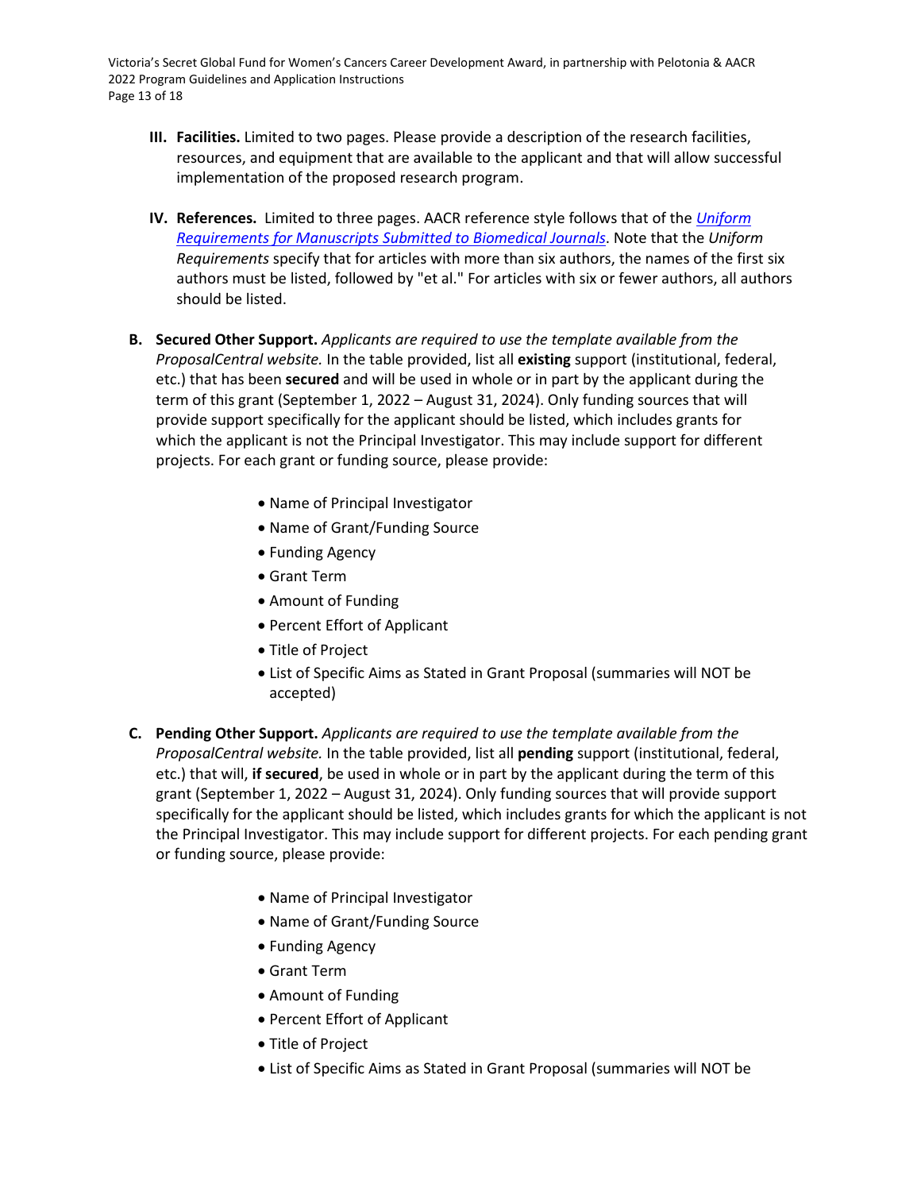III. **Facilities.** Limited to two pages. Please provide a description of the research facilities, resources, and equipment that are available to the applicant and that will allow successful implementation of the proposed research program.

IV. **References.** Limited to three pages. AACR reference style follows that of the [*Uniform Requirements for Manuscripts Submitted to Biomedical Journals*](). Note that the *Uniform Requirements* specify that for articles with more than six authors, the names of the first six authors must be listed, followed by "et al." For articles with six or fewer authors, all authors should be listed.

B. **Secured Other Support.** *Applicants are required to use the template available from the ProposalCentral website.* In the table provided, list all **existing** support (institutional, federal, etc.) that has been **secured** and will be used in whole or in part by the applicant during the term of this grant (September 1, 2022 – August 31, 2024). Only funding sources that will provide support specifically for the applicant should be listed, which includes grants for which the applicant is not the Principal Investigator. This may include support for different projects. For each grant or funding source, please provide:

- Name of Principal Investigator
- Name of Grant/Funding Source
- Funding Agency
- Grant Term
- Amount of Funding
- Percent Effort of Applicant
- Title of Project
- List of Specific Aims as Stated in Grant Proposal (summaries will NOT be accepted)

C. **Pending Other Support.** *Applicants are required to use the template available from the ProposalCentral website.* In the table provided, list all **pending** support (institutional, federal, etc.) that will, **if secured**, be used in whole or in part by the applicant during the term of this grant (September 1, 2022 – August 31, 2024). Only funding sources that will provide support specifically for the applicant should be listed, which includes grants for which the applicant is not the Principal Investigator. This may include support for different projects. For each pending grant or funding source, please provide:

- Name of Principal Investigator
- Name of Grant/Funding Source
- Funding Agency
- Grant Term
- Amount of Funding
- Percent Effort of Applicant
- Title of Project
- List of Specific Aims as Stated in Grant Proposal (summaries will NOT be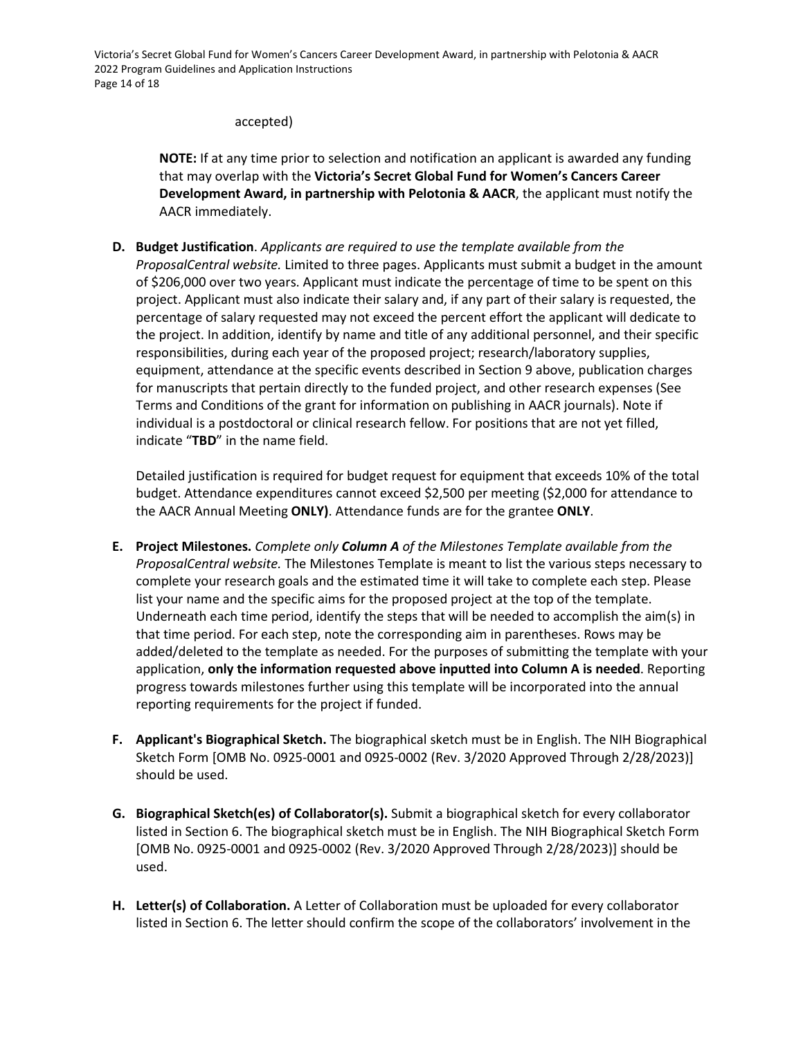accepted)

**NOTE:** If at any time prior to selection and notification an applicant is awarded any funding that may overlap with the **Victoria's Secret Global Fund for Women's Cancers Career Development Award, in partnership with Pelotonia & AACR**, the applicant must notify the AACR immediately.

D. **Budget Justification**. *Applicants are required to use the template available from the ProposalCentral website.* Limited to three pages. Applicants must submit a budget in the amount of $206,000 over two years. Applicant must indicate the percentage of time to be spent on this project. Applicant must also indicate their salary and, if any part of their salary is requested, the percentage of salary requested may not exceed the percent effort the applicant will dedicate to the project. In addition, identify by name and title of any additional personnel, and their specific responsibilities, during each year of the proposed project; research/laboratory supplies, equipment, attendance at the specific events described in Section 9 above, publication charges for manuscripts that pertain directly to the funded project, and other research expenses (See Terms and Conditions of the grant for information on publishing in AACR journals). Note if individual is a postdoctoral or clinical research fellow. For positions that are not yet filled, indicate "**TBD**" in the name field.

   Detailed justification is required for budget request for equipment that exceeds 10% of the total budget. Attendance expenditures cannot exceed $2,500 per meeting ($2,000 for attendance to the AACR Annual Meeting **ONLY)**. Attendance funds are for the grantee **ONLY**.

E. **Project Milestones.** *Complete only **Column A** of the Milestones Template available from the ProposalCentral website.* The Milestones Template is meant to list the various steps necessary to complete your research goals and the estimated time it will take to complete each step. Please list your name and the specific aims for the proposed project at the top of the template. Underneath each time period, identify the steps that will be needed to accomplish the aim(s) in that time period. For each step, note the corresponding aim in parentheses. Rows may be added/deleted to the template as needed. For the purposes of submitting the template with your application, **only the information requested above inputted into Column A is needed**. Reporting progress towards milestones further using this template will be incorporated into the annual reporting requirements for the project if funded.

F. **Applicant's Biographical Sketch.** The biographical sketch must be in English. The NIH Biographical Sketch Form [OMB No. 0925-0001 and 0925-0002 (Rev. 3/2020 Approved Through 2/28/2023)] should be used.

G. **Biographical Sketch(es) of Collaborator(s).** Submit a biographical sketch for every collaborator listed in Section 6. The biographical sketch must be in English. The NIH Biographical Sketch Form [OMB No. 0925-0001 and 0925-0002 (Rev. 3/2020 Approved Through 2/28/2023)] should be used.

H. **Letter(s) of Collaboration.** A Letter of Collaboration must be uploaded for every collaborator listed in Section 6. The letter should confirm the scope of the collaborators' involvement in the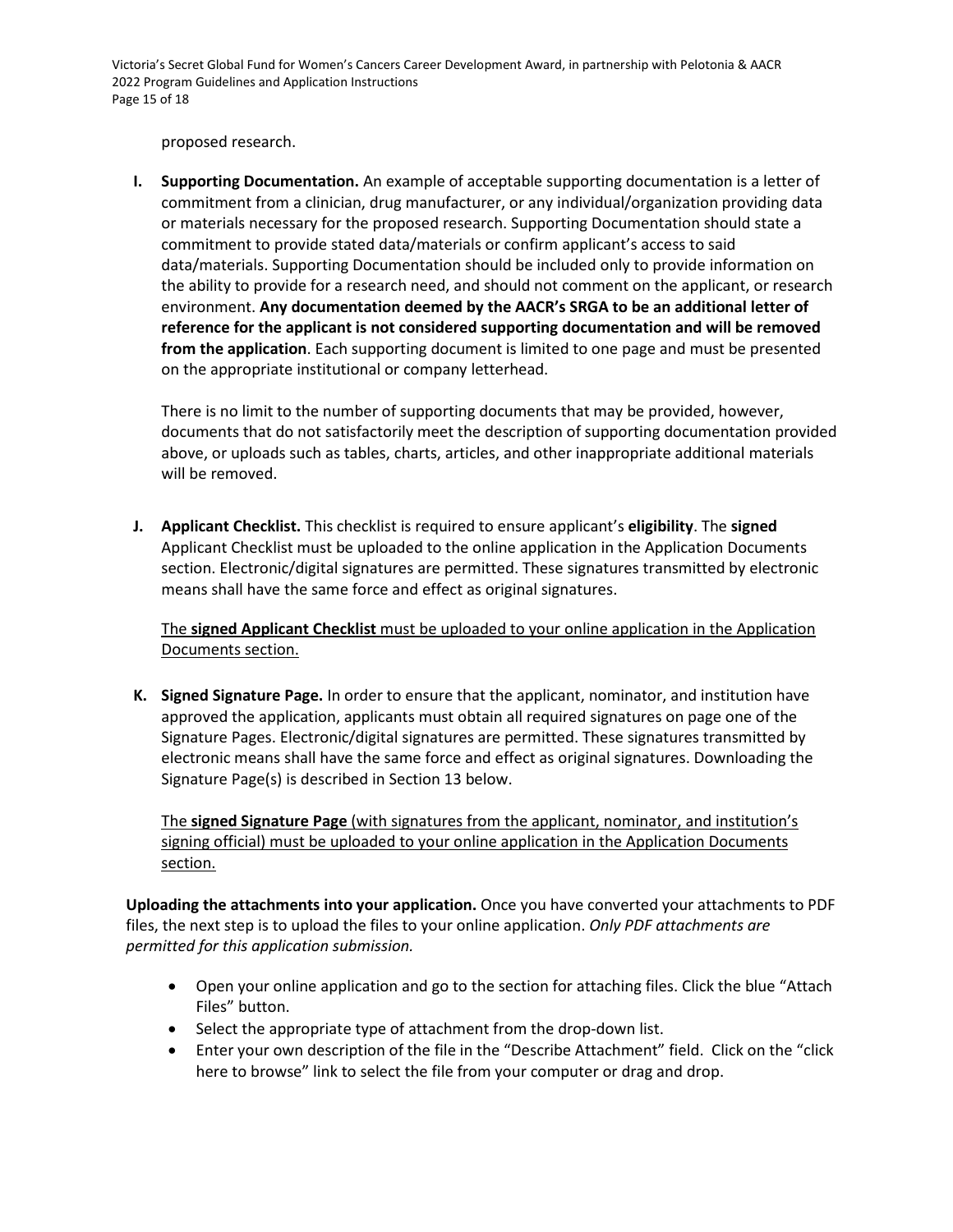proposed research.

I. **Supporting Documentation.** An example of acceptable supporting documentation is a letter of commitment from a clinician, drug manufacturer, or any individual/organization providing data or materials necessary for the proposed research. Supporting Documentation should state a commitment to provide stated data/materials or confirm applicant's access to said data/materials. Supporting Documentation should be included only to provide information on the ability to provide for a research need, and should not comment on the applicant, or research environment. **Any documentation deemed by the AACR's SRGA to be an additional letter of reference for the applicant is not considered supporting documentation and will be removed from the application**. Each supporting document is limited to one page and must be presented on the appropriate institutional or company letterhead.

   There is no limit to the number of supporting documents that may be provided, however, documents that do not satisfactorily meet the description of supporting documentation provided above, or uploads such as tables, charts, articles, and other inappropriate additional materials will be removed.

J. **Applicant Checklist.** This checklist is required to ensure applicant's **eligibility**. The **signed** Applicant Checklist must be uploaded to the online application in the Application Documents section. Electronic/digital signatures are permitted. These signatures transmitted by electronic means shall have the same force and effect as original signatures.

   <u>The **signed Applicant Checklist** must be uploaded to your online application in the Application Documents section.</u>

K. **Signed Signature Page.** In order to ensure that the applicant, nominator, and institution have approved the application, applicants must obtain all required signatures on page one of the Signature Pages. Electronic/digital signatures are permitted. These signatures transmitted by electronic means shall have the same force and effect as original signatures. Downloading the Signature Page(s) is described in Section 13 below.

   <u>The **signed Signature Page** (with signatures from the applicant, nominator, and institution's signing official) must be uploaded to your online application in the Application Documents section.</u>

**Uploading the attachments into your application.** Once you have converted your attachments to PDF files, the next step is to upload the files to your online application. *Only PDF attachments are permitted for this application submission.*

- Open your online application and go to the section for attaching files. Click the blue "Attach Files" button.
- Select the appropriate type of attachment from the drop-down list.
- Enter your own description of the file in the "Describe Attachment" field. Click on the "click here to browse" link to select the file from your computer or drag and drop.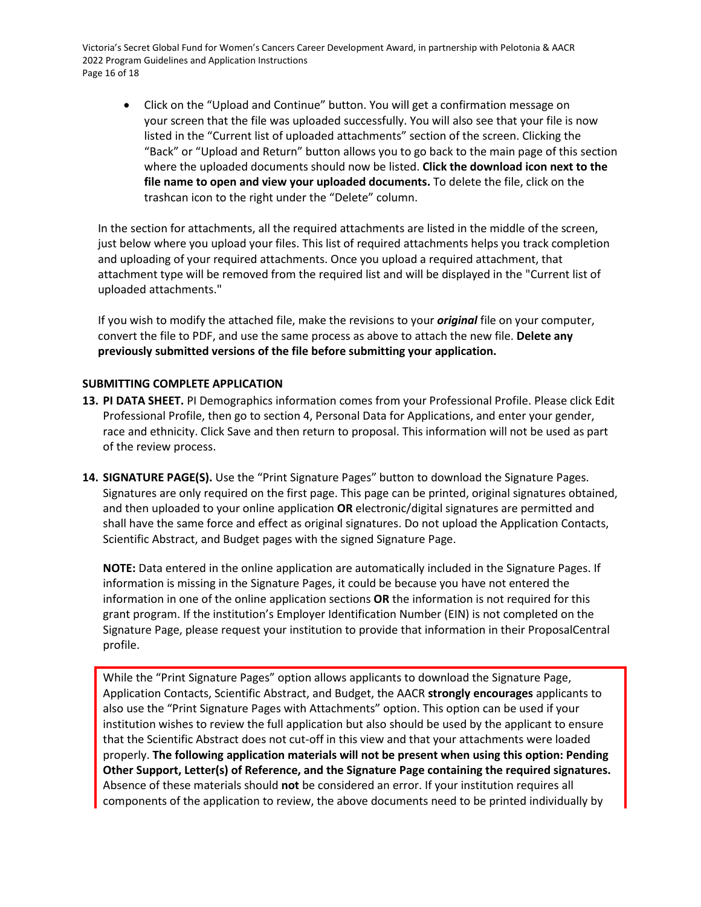- Click on the "Upload and Continue" button. You will get a confirmation message on your screen that the file was uploaded successfully. You will also see that your file is now listed in the "Current list of uploaded attachments" section of the screen. Clicking the "Back" or "Upload and Return" button allows you to go back to the main page of this section where the uploaded documents should now be listed. **Click the download icon next to the file name to open and view your uploaded documents.** To delete the file, click on the trashcan icon to the right under the "Delete" column.

In the section for attachments, all the required attachments are listed in the middle of the screen, just below where you upload your files. This list of required attachments helps you track completion and uploading of your required attachments. Once you upload a required attachment, that attachment type will be removed from the required list and will be displayed in the "Current list of uploaded attachments."

If you wish to modify the attached file, make the revisions to your ***original*** file on your computer, convert the file to PDF, and use the same process as above to attach the new file. **Delete any previously submitted versions of the file before submitting your application.**

**SUBMITTING COMPLETE APPLICATION**

13. **PI DATA SHEET.** PI Demographics information comes from your Professional Profile. Please click Edit Professional Profile, then go to section 4, Personal Data for Applications, and enter your gender, race and ethnicity. Click Save and then return to proposal. This information will not be used as part of the review process.

14. **SIGNATURE PAGE(S).** Use the "Print Signature Pages" button to download the Signature Pages. Signatures are only required on the first page. This page can be printed, original signatures obtained, and then uploaded to your online application **OR** electronic/digital signatures are permitted and shall have the same force and effect as original signatures. Do not upload the Application Contacts, Scientific Abstract, and Budget pages with the signed Signature Page.

    **NOTE:** Data entered in the online application are automatically included in the Signature Pages. If information is missing in the Signature Pages, it could be because you have not entered the information in one of the online application sections **OR** the information is not required for this grant program. If the institution's Employer Identification Number (EIN) is not completed on the Signature Page, please request your institution to provide that information in their ProposalCentral profile.

    While the "Print Signature Pages" option allows applicants to download the Signature Page, Application Contacts, Scientific Abstract, and Budget, the AACR **strongly encourages** applicants to also use the "Print Signature Pages with Attachments" option. This option can be used if your institution wishes to review the full application but also should be used by the applicant to ensure that the Scientific Abstract does not cut-off in this view and that your attachments were loaded properly. **The following application materials will not be present when using this option: Pending Other Support, Letter(s) of Reference, and the Signature Page containing the required signatures.** Absence of these materials should **not** be considered an error. If your institution requires all components of the application to review, the above documents need to be printed individually by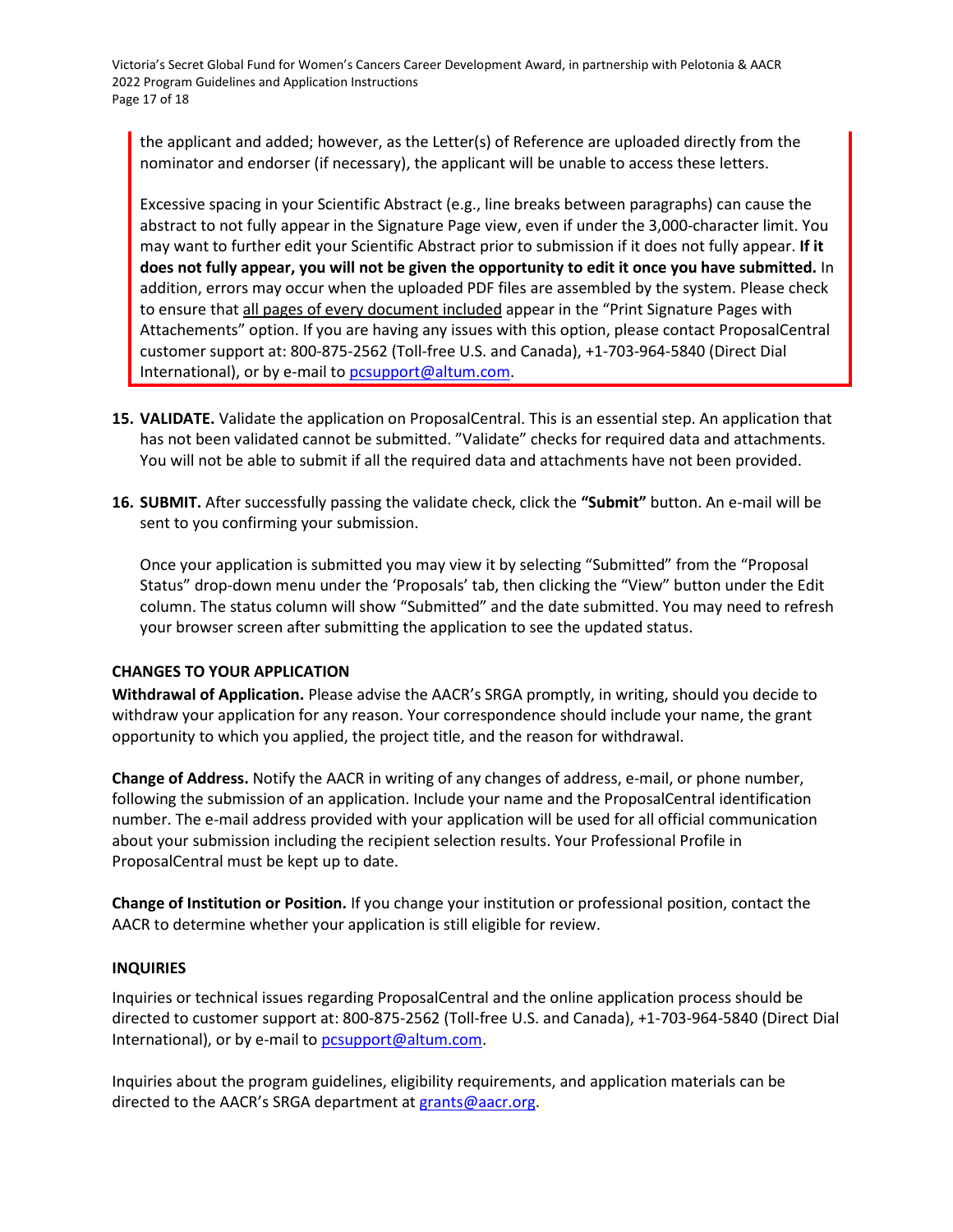the applicant and added; however, as the Letter(s) of Reference are uploaded directly from the nominator and endorser (if necessary), the applicant will be unable to access these letters.

Excessive spacing in your Scientific Abstract (e.g., line breaks between paragraphs) can cause the abstract to not fully appear in the Signature Page view, even if under the 3,000-character limit. You may want to further edit your Scientific Abstract prior to submission if it does not fully appear. **If it does not fully appear, you will not be given the opportunity to edit it once you have submitted.** In addition, errors may occur when the uploaded PDF files are assembled by the system. Please check to ensure that all pages of every document included appear in the "Print Signature Pages with Attachements" option. If you are having any issues with this option, please contact ProposalCentral customer support at: 800-875-2562 (Toll-free U.S. and Canada), +1-703-964-5840 (Direct Dial International), or by e-mail to pcsupport@altum.com.

15. **VALIDATE.** Validate the application on ProposalCentral. This is an essential step. An application that has not been validated cannot be submitted. "Validate" checks for required data and attachments. You will not be able to submit if all the required data and attachments have not been provided.

16. **SUBMIT.** After successfully passing the validate check, click the **"Submit"** button. An e-mail will be sent to you confirming your submission.

    Once your application is submitted you may view it by selecting "Submitted" from the "Proposal Status" drop-down menu under the 'Proposals' tab, then clicking the "View" button under the Edit column. The status column will show "Submitted" and the date submitted. You may need to refresh your browser screen after submitting the application to see the updated status.

## CHANGES TO YOUR APPLICATION

**Withdrawal of Application.** Please advise the AACR's SRGA promptly, in writing, should you decide to withdraw your application for any reason. Your correspondence should include your name, the grant opportunity to which you applied, the project title, and the reason for withdrawal.

**Change of Address.** Notify the AACR in writing of any changes of address, e-mail, or phone number, following the submission of an application. Include your name and the ProposalCentral identification number. The e-mail address provided with your application will be used for all official communication about your submission including the recipient selection results. Your Professional Profile in ProposalCentral must be kept up to date.

**Change of Institution or Position.** If you change your institution or professional position, contact the AACR to determine whether your application is still eligible for review.

## INQUIRIES

Inquiries or technical issues regarding ProposalCentral and the online application process should be directed to customer support at: 800-875-2562 (Toll-free U.S. and Canada), +1-703-964-5840 (Direct Dial International), or by e-mail to pcsupport@altum.com.

Inquiries about the program guidelines, eligibility requirements, and application materials can be directed to the AACR's SRGA department at grants@aacr.org.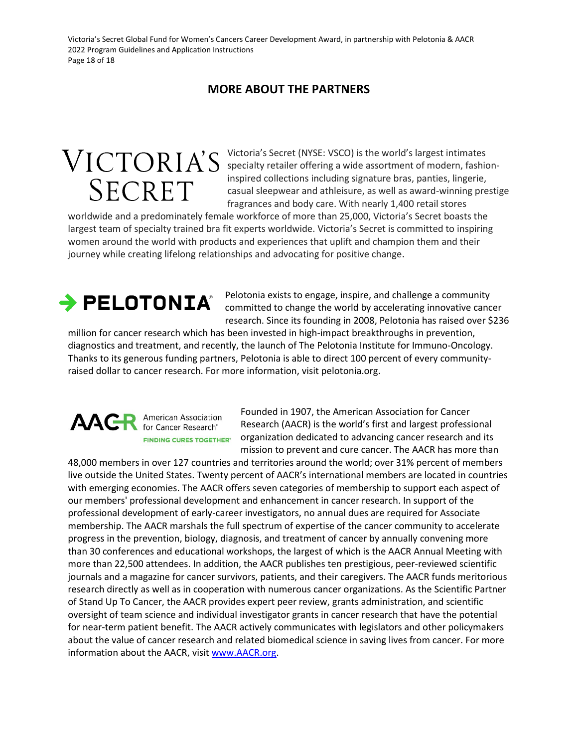## MORE ABOUT THE PARTNERS

Victoria's Secret (NYSE: VSCO) is the world's largest intimates specialty retailer offering a wide assortment of modern, fashion-inspired collections including signature bras, panties, lingerie, casual sleepwear and athleisure, as well as award-winning prestige fragrances and body care. With nearly 1,400 retail stores worldwide and a predominately female workforce of more than 25,000, Victoria's Secret boasts the largest team of specialty trained bra fit experts worldwide. Victoria's Secret is committed to inspiring women around the world with products and experiences that uplift and champion them and their journey while creating lifelong relationships and advocating for positive change.

Pelotonia exists to engage, inspire, and challenge a community committed to change the world by accelerating innovative cancer research. Since its founding in 2008, Pelotonia has raised over $236 million for cancer research which has been invested in high-impact breakthroughs in prevention, diagnostics and treatment, and recently, the launch of The Pelotonia Institute for Immuno-Oncology. Thanks to its generous funding partners, Pelotonia is able to direct 100 percent of every community-raised dollar to cancer research. For more information, visit pelotonia.org.

Founded in 1907, the American Association for Cancer Research (AACR) is the world's first and largest professional organization dedicated to advancing cancer research and its mission to prevent and cure cancer. The AACR has more than 48,000 members in over 127 countries and territories around the world; over 31% percent of members live outside the United States. Twenty percent of AACR's international members are located in countries with emerging economies. The AACR offers seven categories of membership to support each aspect of our members' professional development and enhancement in cancer research. In support of the professional development of early-career investigators, no annual dues are required for Associate membership. The AACR marshals the full spectrum of expertise of the cancer community to accelerate progress in the prevention, biology, diagnosis, and treatment of cancer by annually convening more than 30 conferences and educational workshops, the largest of which is the AACR Annual Meeting with more than 22,500 attendees. In addition, the AACR publishes ten prestigious, peer-reviewed scientific journals and a magazine for cancer survivors, patients, and their caregivers. The AACR funds meritorious research directly as well as in cooperation with numerous cancer organizations. As the Scientific Partner of Stand Up To Cancer, the AACR provides expert peer review, grants administration, and scientific oversight of team science and individual investigator grants in cancer research that have the potential for near-term patient benefit. The AACR actively communicates with legislators and other policymakers about the value of cancer research and related biomedical science in saving lives from cancer. For more information about the AACR, visit www.AACR.org.